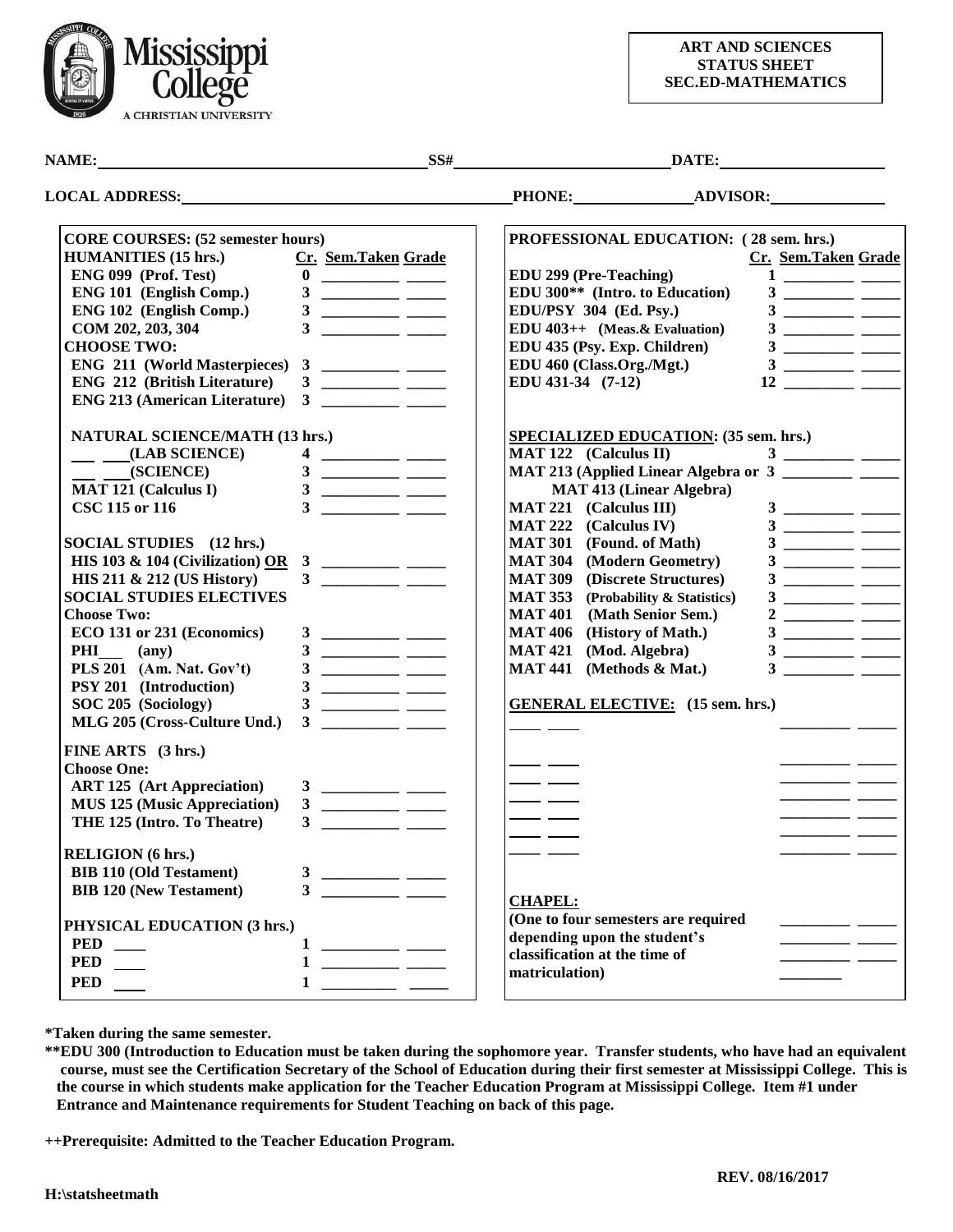Mississippi College
A CHRISTIAN UNIVERSITY

**ART AND SCIENCES STATUS SHEET SEC.ED-MATHEMATICS**

**NAME:** ______________________ **SS#** ______________________ **DATE:** ______________________

**LOCAL ADDRESS:** ______________________ **PHONE:** ______________ **ADVISOR:** ______________

## CORE COURSES: (52 semester hours)

| HUMANITIES (15 hrs.) | Cr. | Sem.Taken | Grade |
|---|---|---|---|
| ENG 099 (Prof. Test) | 0 | | |
| ENG 101 (English Comp.) | 3 | | |
| ENG 102 (English Comp.) | 3 | | |
| COM 202, 203, 304 | 3 | | |
| **CHOOSE TWO:** | | | |
| ENG 211 (World Masterpieces) | 3 | | |
| ENG 212 (British Literature) | 3 | | |
| ENG 213 (American Literature) | 3 | | |

| NATURAL SCIENCE/MATH (13 hrs.) | Cr. | Sem.Taken | Grade |
|---|---|---|---|
| ___ ___(LAB SCIENCE) | 4 | | |
| ___ ___(SCIENCE) | 3 | | |
| MAT 121 (Calculus I) | 3 | | |
| CSC 115 or 116 | 3 | | |

| SOCIAL STUDIES (12 hrs.) | Cr. | Sem.Taken | Grade |
|---|---|---|---|
| HIS 103 & 104 (Civilization) OR | 3 | | |
| HIS 211 & 212 (US History) | 3 | | |
| **SOCIAL STUDIES ELECTIVES** | | | |
| **Choose Two:** | | | |
| ECO 131 or 231 (Economics) | 3 | | |
| PHI___ (any) | 3 | | |
| PLS 201 (Am. Nat. Gov't) | 3 | | |
| PSY 201 (Introduction) | 3 | | |
| SOC 205 (Sociology) | 3 | | |
| MLG 205 (Cross-Culture Und.) | 3 | | |

| FINE ARTS (3 hrs.) | Cr. | Sem.Taken | Grade |
|---|---|---|---|
| **Choose One:** | | | |
| ART 125 (Art Appreciation) | 3 | | |
| MUS 125 (Music Appreciation) | 3 | | |
| THE 125 (Intro. To Theatre) | 3 | | |

| RELIGION (6 hrs.) | Cr. | Sem.Taken | Grade |
|---|---|---|---|
| BIB 110 (Old Testament) | 3 | | |
| BIB 120 (New Testament) | 3 | | |

| PHYSICAL EDUCATION (3 hrs.) | Cr. | Sem.Taken | Grade |
|---|---|---|---|
| PED ___ | 1 | | |
| PED ___ | 1 | | |
| PED ___ | 1 | | |

## PROFESSIONAL EDUCATION: ( 28 sem. hrs.)

| Course | Cr. | Sem.Taken | Grade |
|---|---|---|---|
| EDU 299 (Pre-Teaching) | 1 | | |
| EDU 300** (Intro. to Education) | 3 | | |
| EDU/PSY 304 (Ed. Psy.) | 3 | | |
| EDU 403++ (Meas.& Evaluation) | 3 | | |
| EDU 435 (Psy. Exp. Children) | 3 | | |
| EDU 460 (Class.Org./Mgt.) | 3 | | |
| EDU 431-34 (7-12) | 12 | | |

## SPECIALIZED EDUCATION: (35 sem. hrs.)

| Course | Cr. | Sem.Taken | Grade |
|---|---|---|---|
| MAT 122 (Calculus II) | 3 | | |
| MAT 213 (Applied Linear Algebra or MAT 413 (Linear Algebra) | 3 | | |
| MAT 221 (Calculus III) | 3 | | |
| MAT 222 (Calculus IV) | 3 | | |
| MAT 301 (Found. of Math) | 3 | | |
| MAT 304 (Modern Geometry) | 3 | | |
| MAT 309 (Discrete Structures) | 3 | | |
| MAT 353 (Probability & Statistics) | 3 | | |
| MAT 401 (Math Senior Sem.) | 2 | | |
| MAT 406 (History of Math.) | 3 | | |
| MAT 421 (Mod. Algebra) | 3 | | |
| MAT 441 (Methods & Mat.) | 3 | | |

## GENERAL ELECTIVE: (15 sem. hrs.)

| Course | Sem.Taken | Grade |
|---|---|---|
| ___ ___ | | |
| ___ ___ | | |
| ___ ___ | | |
| ___ ___ | | |
| ___ ___ | | |
| ___ ___ | | |

## CHAPEL:

(One to four semesters are required depending upon the student's classification at the time of matriculation)

______ ______
______ ______
______ ______
______

**\*Taken during the same semester.**

**\*\*EDU 300 (Introduction to Education must be taken during the sophomore year. Transfer students, who have had an equivalent course, must see the Certification Secretary of the School of Education during their first semester at Mississippi College. This is the course in which students make application for the Teacher Education Program at Mississippi College. Item #1 under Entrance and Maintenance requirements for Student Teaching on back of this page.**

**++Prerequisite: Admitted to the Teacher Education Program.**

**REV. 08/16/2017**

**H:\statsheetmath**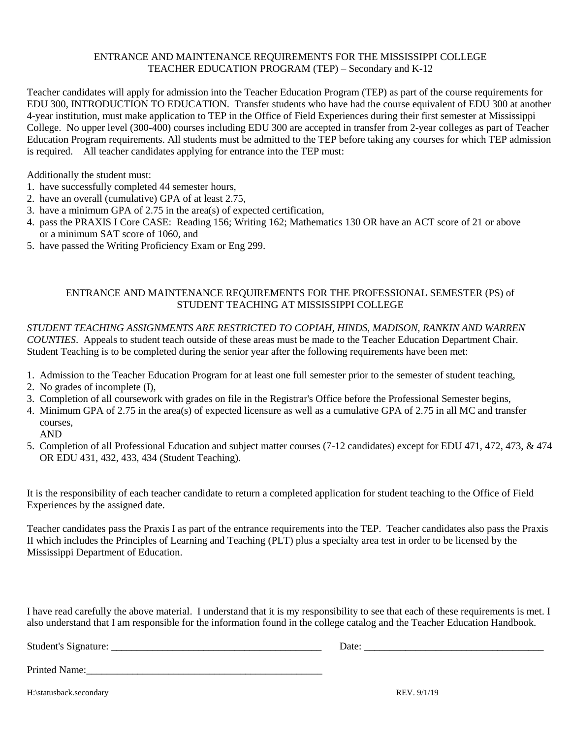## ENTRANCE AND MAINTENANCE REQUIREMENTS FOR THE MISSISSIPPI COLLEGE TEACHER EDUCATION PROGRAM (TEP) – Secondary and K-12

Teacher candidates will apply for admission into the Teacher Education Program (TEP) as part of the course requirements for EDU 300, INTRODUCTION TO EDUCATION. Transfer students who have had the course equivalent of EDU 300 at another 4-year institution, must make application to TEP in the Office of Field Experiences during their first semester at Mississippi College. No upper level (300-400) courses including EDU 300 are accepted in transfer from 2-year colleges as part of Teacher Education Program requirements. All students must be admitted to the TEP before taking any courses for which TEP admission is required. All teacher candidates applying for entrance into the TEP must:

Additionally the student must:

1. have successfully completed 44 semester hours,
2. have an overall (cumulative) GPA of at least 2.75,
3. have a minimum GPA of 2.75 in the area(s) of expected certification,
4. pass the PRAXIS I Core CASE: Reading 156; Writing 162; Mathematics 130 OR have an ACT score of 21 or above or a minimum SAT score of 1060, and
5. have passed the Writing Proficiency Exam or Eng 299.

## ENTRANCE AND MAINTENANCE REQUIREMENTS FOR THE PROFESSIONAL SEMESTER (PS) of STUDENT TEACHING AT MISSISSIPPI COLLEGE

*STUDENT TEACHING ASSIGNMENTS ARE RESTRICTED TO COPIAH, HINDS, MADISON, RANKIN AND WARREN COUNTIES*. Appeals to student teach outside of these areas must be made to the Teacher Education Department Chair. Student Teaching is to be completed during the senior year after the following requirements have been met:

1. Admission to the Teacher Education Program for at least one full semester prior to the semester of student teaching,
2. No grades of incomplete (I),
3. Completion of all coursework with grades on file in the Registrar's Office before the Professional Semester begins,
4. Minimum GPA of 2.75 in the area(s) of expected licensure as well as a cumulative GPA of 2.75 in all MC and transfer courses,
   AND
5. Completion of all Professional Education and subject matter courses (7-12 candidates) except for EDU 471, 472, 473, & 474 OR EDU 431, 432, 433, 434 (Student Teaching).

It is the responsibility of each teacher candidate to return a completed application for student teaching to the Office of Field Experiences by the assigned date.

Teacher candidates pass the Praxis I as part of the entrance requirements into the TEP. Teacher candidates also pass the Praxis II which includes the Principles of Learning and Teaching (PLT) plus a specialty area test in order to be licensed by the Mississippi Department of Education.

I have read carefully the above material. I understand that it is my responsibility to see that each of these requirements is met. I also understand that I am responsible for the information found in the college catalog and the Teacher Education Handbook.

Student's Signature: ________________________________________ Date: ___________________________________

Printed Name:______________________________________________

H:\statusback.secondary REV. 9/1/19